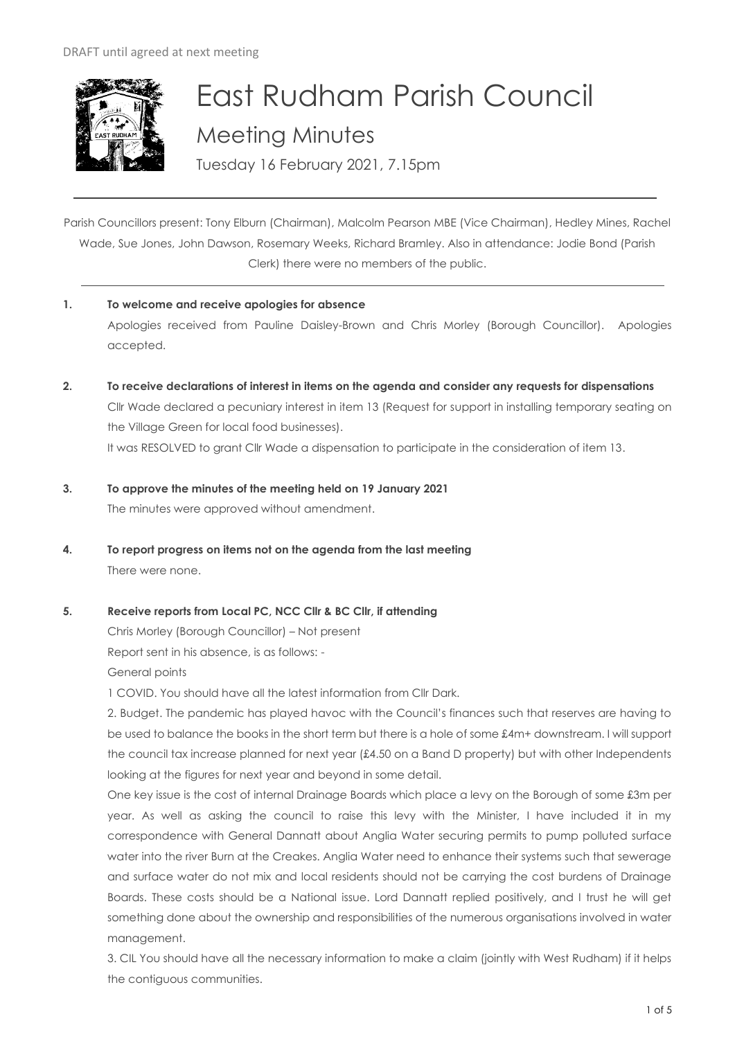DRAFT until agreed at next meeting

# East Rudham Parish Council

## Meeting Minutes

Tuesday 16 February 2021, 7.15pm

---

Parish Councillors present: Tony Elburn (Chairman), Malcolm Pearson MBE (Vice Chairman), Hedley Mines, Rachel Wade, Sue Jones, John Dawson, Rosemary Weeks, Richard Bramley. Also in attendance: Jodie Bond (Parish Clerk) there were no members of the public.

---

**1. To welcome and receive apologies for absence**

Apologies received from Pauline Daisley-Brown and Chris Morley (Borough Councillor). Apologies accepted.

**2. To receive declarations of interest in items on the agenda and consider any requests for dispensations**

Cllr Wade declared a pecuniary interest in item 13 (Request for support in installing temporary seating on the Village Green for local food businesses).

It was RESOLVED to grant Cllr Wade a dispensation to participate in the consideration of item 13.

**3. To approve the minutes of the meeting held on 19 January 2021**

The minutes were approved without amendment.

**4. To report progress on items not on the agenda from the last meeting**

There were none.

**5. Receive reports from Local PC, NCC Cllr & BC Cllr, if attending**

Chris Morley (Borough Councillor) – Not present

Report sent in his absence, is as follows: -

General points

1 COVID. You should have all the latest information from Cllr Dark.

2. Budget. The pandemic has played havoc with the Council's finances such that reserves are having to be used to balance the books in the short term but there is a hole of some £4m+ downstream. I will support the council tax increase planned for next year (£4.50 on a Band D property) but with other Independents looking at the figures for next year and beyond in some detail.

One key issue is the cost of internal Drainage Boards which place a levy on the Borough of some £3m per year. As well as asking the council to raise this levy with the Minister, I have included it in my correspondence with General Dannatt about Anglia Water securing permits to pump polluted surface water into the river Burn at the Creakes. Anglia Water need to enhance their systems such that sewerage and surface water do not mix and local residents should not be carrying the cost burdens of Drainage Boards. These costs should be a National issue. Lord Dannatt replied positively, and I trust he will get something done about the ownership and responsibilities of the numerous organisations involved in water management.

3. CIL You should have all the necessary information to make a claim (jointly with West Rudham) if it helps the contiguous communities.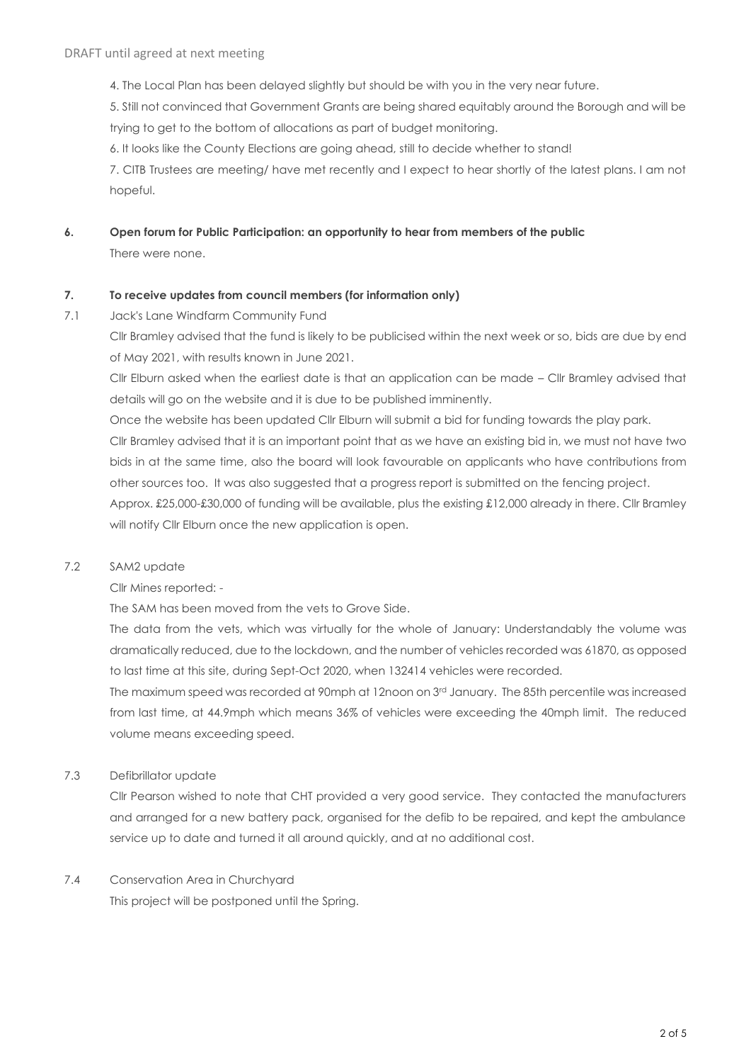DRAFT until agreed at next meeting

4. The Local Plan has been delayed slightly but should be with you in the very near future.

5. Still not convinced that Government Grants are being shared equitably around the Borough and will be trying to get to the bottom of allocations as part of budget monitoring.

6. It looks like the County Elections are going ahead, still to decide whether to stand!

7. CITB Trustees are meeting/ have met recently and I expect to hear shortly of the latest plans. I am not hopeful.

**6. Open forum for Public Participation: an opportunity to hear from members of the public**

There were none.

**7. To receive updates from council members (for information only)**

7.1 Jack's Lane Windfarm Community Fund

Cllr Bramley advised that the fund is likely to be publicised within the next week or so, bids are due by end of May 2021, with results known in June 2021.

Cllr Elburn asked when the earliest date is that an application can be made – Cllr Bramley advised that details will go on the website and it is due to be published imminently.

Once the website has been updated Cllr Elburn will submit a bid for funding towards the play park.

Cllr Bramley advised that it is an important point that as we have an existing bid in, we must not have two bids in at the same time, also the board will look favourable on applicants who have contributions from other sources too. It was also suggested that a progress report is submitted on the fencing project.

Approx. £25,000-£30,000 of funding will be available, plus the existing £12,000 already in there. Cllr Bramley will notify Cllr Elburn once the new application is open.

7.2 SAM2 update

Cllr Mines reported: -

The SAM has been moved from the vets to Grove Side.

The data from the vets, which was virtually for the whole of January: Understandably the volume was dramatically reduced, due to the lockdown, and the number of vehicles recorded was 61870, as opposed to last time at this site, during Sept-Oct 2020, when 132414 vehicles were recorded.

The maximum speed was recorded at 90mph at 12noon on 3rd January. The 85th percentile was increased from last time, at 44.9mph which means 36% of vehicles were exceeding the 40mph limit. The reduced volume means exceeding speed.

7.3 Defibrillator update

Cllr Pearson wished to note that CHT provided a very good service. They contacted the manufacturers and arranged for a new battery pack, organised for the defib to be repaired, and kept the ambulance service up to date and turned it all around quickly, and at no additional cost.

7.4 Conservation Area in Churchyard

This project will be postponed until the Spring.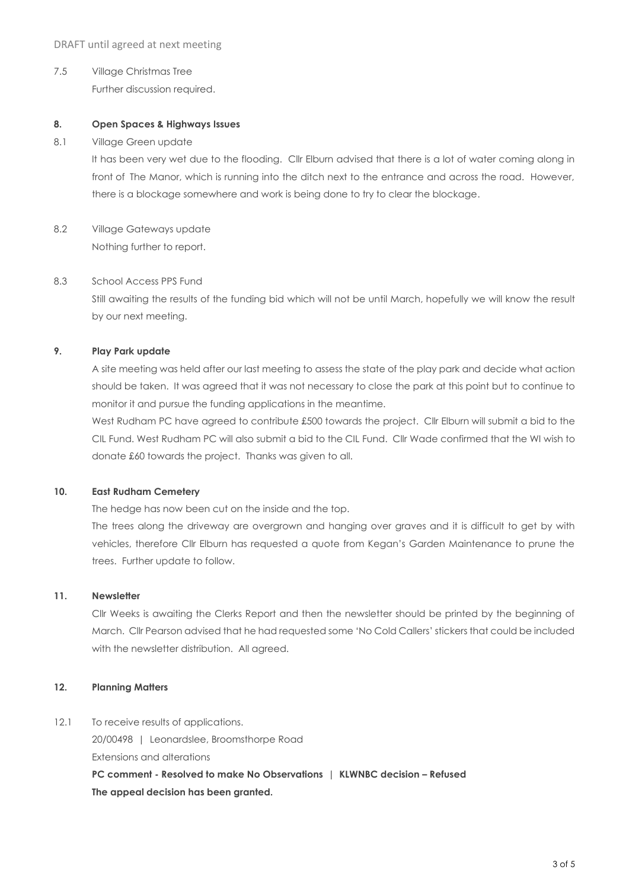DRAFT until agreed at next meeting

7.5 Village Christmas Tree

Further discussion required.

**8. Open Spaces & Highways Issues**

8.1 Village Green update

It has been very wet due to the flooding. Cllr Elburn advised that there is a lot of water coming along in front of The Manor, which is running into the ditch next to the entrance and across the road. However, there is a blockage somewhere and work is being done to try to clear the blockage.

8.2 Village Gateways update

Nothing further to report.

8.3 School Access PPS Fund

Still awaiting the results of the funding bid which will not be until March, hopefully we will know the result by our next meeting.

**9. Play Park update**

A site meeting was held after our last meeting to assess the state of the play park and decide what action should be taken. It was agreed that it was not necessary to close the park at this point but to continue to monitor it and pursue the funding applications in the meantime.

West Rudham PC have agreed to contribute £500 towards the project. Cllr Elburn will submit a bid to the CIL Fund. West Rudham PC will also submit a bid to the CIL Fund. Cllr Wade confirmed that the WI wish to donate £60 towards the project. Thanks was given to all.

**10. East Rudham Cemetery**

The hedge has now been cut on the inside and the top.

The trees along the driveway are overgrown and hanging over graves and it is difficult to get by with vehicles, therefore Cllr Elburn has requested a quote from Kegan's Garden Maintenance to prune the trees. Further update to follow.

**11. Newsletter**

Cllr Weeks is awaiting the Clerks Report and then the newsletter should be printed by the beginning of March. Cllr Pearson advised that he had requested some 'No Cold Callers' stickers that could be included with the newsletter distribution. All agreed.

**12. Planning Matters**

12.1 To receive results of applications.

20/00498 | Leonardslee, Broomsthorpe Road

Extensions and alterations

**PC comment - Resolved to make No Observations | KLWNBC decision – Refused**

**The appeal decision has been granted.**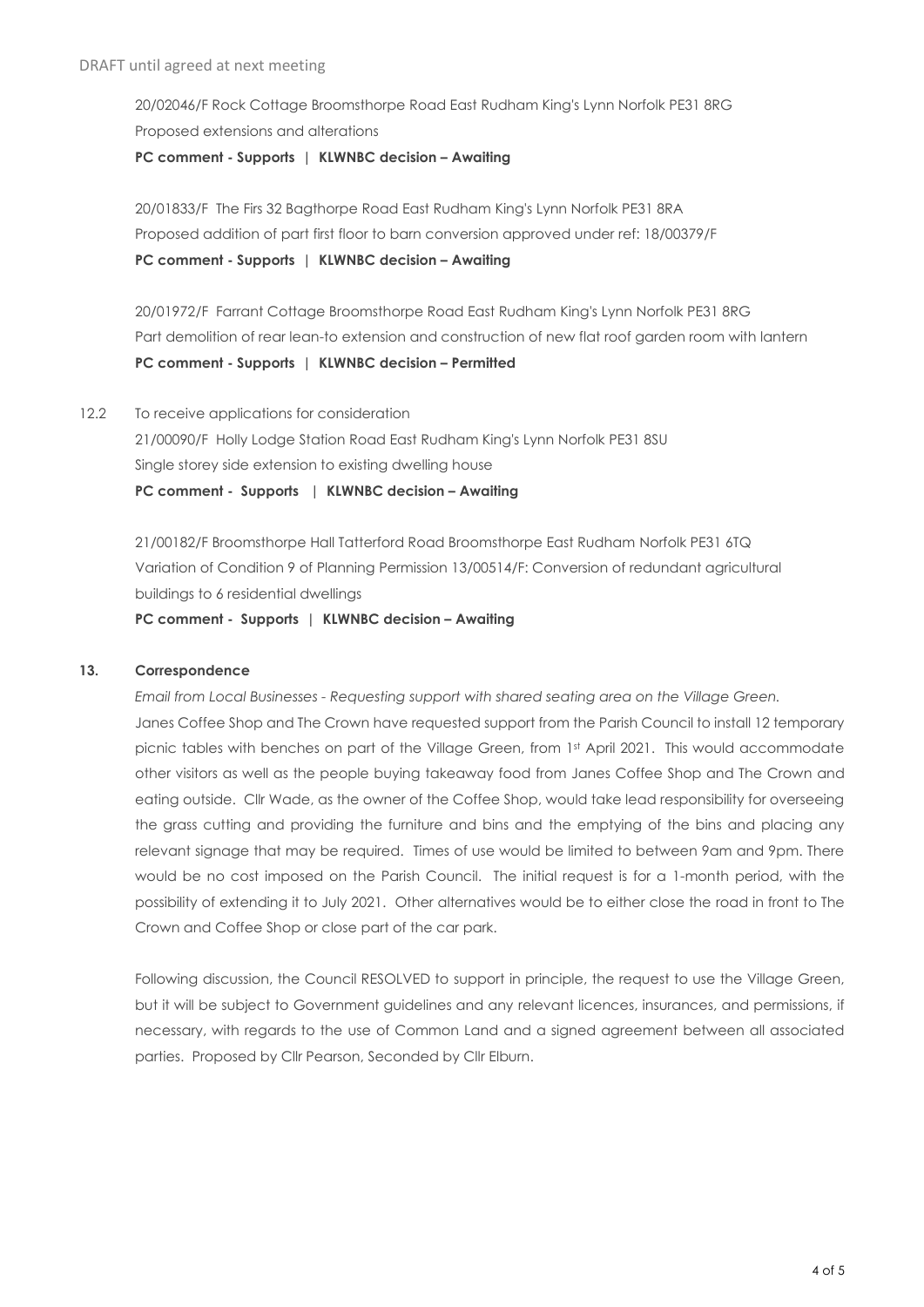20/02046/F Rock Cottage Broomsthorpe Road East Rudham King's Lynn Norfolk PE31 8RG
Proposed extensions and alterations
**PC comment - Supports | KLWNBC decision – Awaiting**

20/01833/F The Firs 32 Bagthorpe Road East Rudham King's Lynn Norfolk PE31 8RA
Proposed addition of part first floor to barn conversion approved under ref: 18/00379/F
**PC comment - Supports | KLWNBC decision – Awaiting**

20/01972/F Farrant Cottage Broomsthorpe Road East Rudham King's Lynn Norfolk PE31 8RG
Part demolition of rear lean-to extension and construction of new flat roof garden room with lantern
**PC comment - Supports | KLWNBC decision – Permitted**

12.2 To receive applications for consideration

21/00090/F Holly Lodge Station Road East Rudham King's Lynn Norfolk PE31 8SU
Single storey side extension to existing dwelling house
**PC comment - Supports | KLWNBC decision – Awaiting**

21/00182/F Broomsthorpe Hall Tatterford Road Broomsthorpe East Rudham Norfolk PE31 6TQ
Variation of Condition 9 of Planning Permission 13/00514/F: Conversion of redundant agricultural buildings to 6 residential dwellings
**PC comment - Supports | KLWNBC decision – Awaiting**

## 13. Correspondence

*Email from Local Businesses - Requesting support with shared seating area on the Village Green.*
Janes Coffee Shop and The Crown have requested support from the Parish Council to install 12 temporary picnic tables with benches on part of the Village Green, from 1st April 2021. This would accommodate other visitors as well as the people buying takeaway food from Janes Coffee Shop and The Crown and eating outside. Cllr Wade, as the owner of the Coffee Shop, would take lead responsibility for overseeing the grass cutting and providing the furniture and bins and the emptying of the bins and placing any relevant signage that may be required. Times of use would be limited to between 9am and 9pm. There would be no cost imposed on the Parish Council. The initial request is for a 1-month period, with the possibility of extending it to July 2021. Other alternatives would be to either close the road in front to The Crown and Coffee Shop or close part of the car park.

Following discussion, the Council RESOLVED to support in principle, the request to use the Village Green, but it will be subject to Government guidelines and any relevant licences, insurances, and permissions, if necessary, with regards to the use of Common Land and a signed agreement between all associated parties. Proposed by Cllr Pearson, Seconded by Cllr Elburn.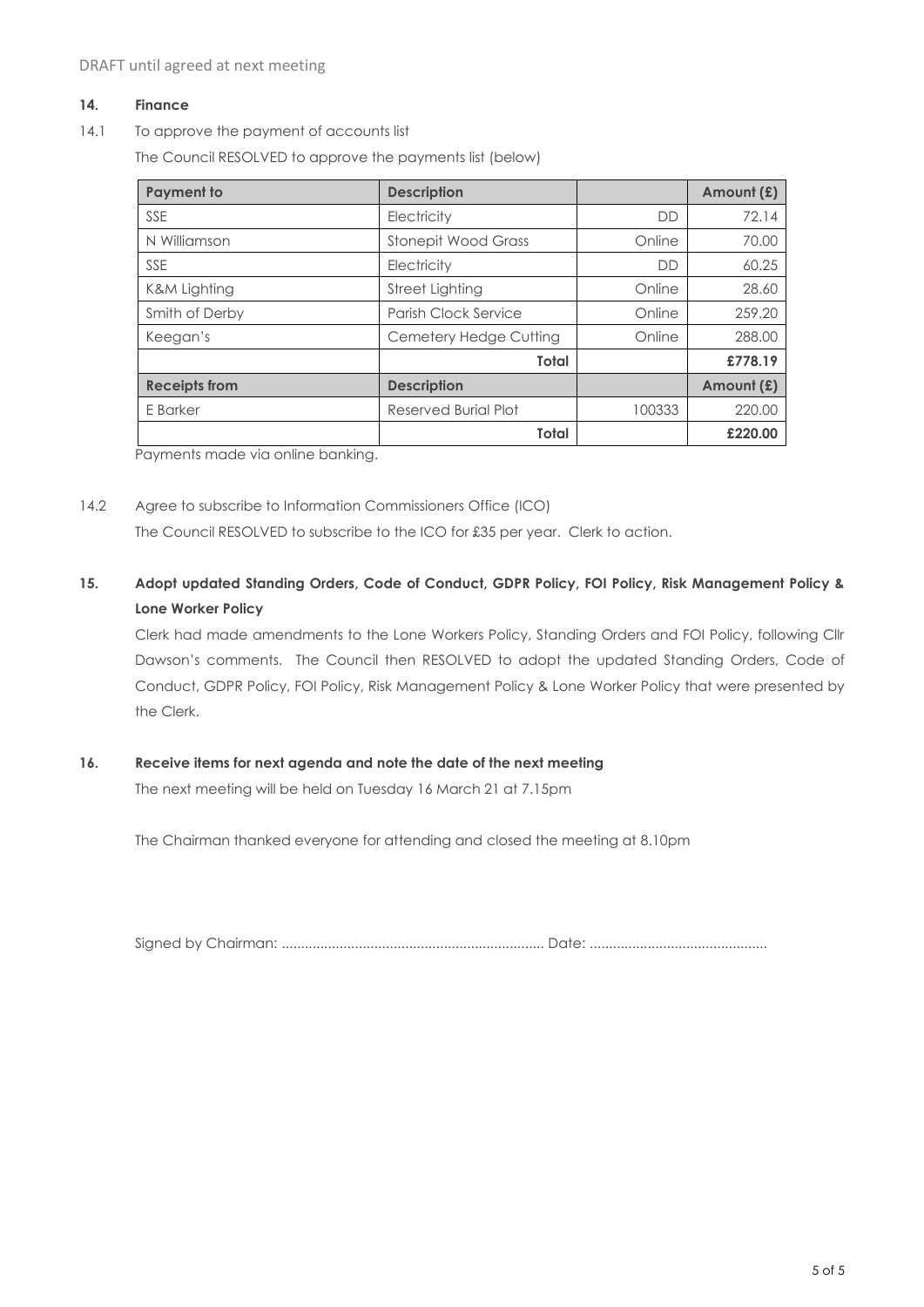DRAFT until agreed at next meeting

**14. Finance**

14.1 To approve the payment of accounts list

The Council RESOLVED to approve the payments list (below)

| Payment to | Description | | Amount (£) |
|---|---|---|---|
| SSE | Electricity | DD | 72.14 |
| N Williamson | Stonepit Wood Grass | Online | 70.00 |
| SSE | Electricity | DD | 60.25 |
| K&M Lighting | Street Lighting | Online | 28.60 |
| Smith of Derby | Parish Clock Service | Online | 259.20 |
| Keegan's | Cemetery Hedge Cutting | Online | 288.00 |
| | **Total** | | **£778.19** |
| **Receipts from** | **Description** | | **Amount (£)** |
| E Barker | Reserved Burial Plot | 100333 | 220.00 |
| | **Total** | | **£220.00** |

Payments made via online banking.

14.2 Agree to subscribe to Information Commissioners Office (ICO)

The Council RESOLVED to subscribe to the ICO for £35 per year. Clerk to action.

**15. Adopt updated Standing Orders, Code of Conduct, GDPR Policy, FOI Policy, Risk Management Policy & Lone Worker Policy**

Clerk had made amendments to the Lone Workers Policy, Standing Orders and FOI Policy, following Cllr Dawson's comments. The Council then RESOLVED to adopt the updated Standing Orders, Code of Conduct, GDPR Policy, FOI Policy, Risk Management Policy & Lone Worker Policy that were presented by the Clerk.

**16. Receive items for next agenda and note the date of the next meeting**

The next meeting will be held on Tuesday 16 March 21 at 7.15pm

The Chairman thanked everyone for attending and closed the meeting at 8.10pm

Signed by Chairman: ..................................................................... Date: ............................................